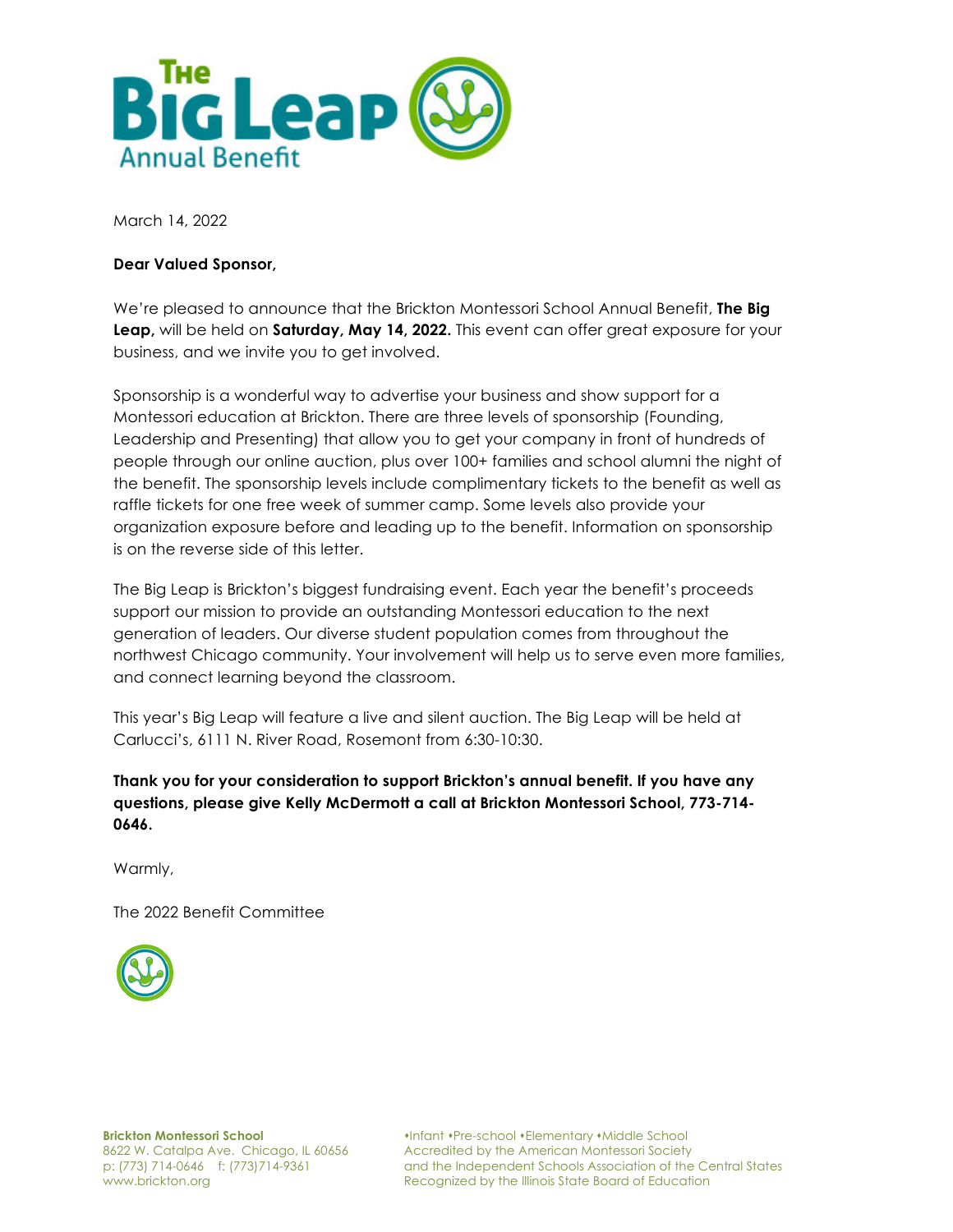# The Big Leap Annual Benefit

March 14, 2022

**Dear Valued Sponsor,**

We're pleased to announce that the Brickton Montessori School Annual Benefit, **The Big Leap,** will be held on **Saturday, May 14, 2022.** This event can offer great exposure for your business, and we invite you to get involved.

Sponsorship is a wonderful way to advertise your business and show support for a Montessori education at Brickton. There are three levels of sponsorship (Founding, Leadership and Presenting) that allow you to get your company in front of hundreds of people through our online auction, plus over 100+ families and school alumni the night of the benefit. The sponsorship levels include complimentary tickets to the benefit as well as raffle tickets for one free week of summer camp. Some levels also provide your organization exposure before and leading up to the benefit. Information on sponsorship is on the reverse side of this letter.

The Big Leap is Brickton's biggest fundraising event. Each year the benefit's proceeds support our mission to provide an outstanding Montessori education to the next generation of leaders. Our diverse student population comes from throughout the northwest Chicago community. Your involvement will help us to serve even more families, and connect learning beyond the classroom.

This year's Big Leap will feature a live and silent auction. The Big Leap will be held at Carlucci's, 6111 N. River Road, Rosemont from 6:30-10:30.

**Thank you for your consideration to support Brickton's annual benefit. If you have any questions, please give Kelly McDermott a call at Brickton Montessori School, 773-714-0646.**

Warmly,

The 2022 Benefit Committee

**Brickton Montessori School**
8622 W. Catalpa Ave. Chicago, IL 60656
p: (773) 714-0646 f: (773)714-9361
www.brickton.org

•Infant •Pre-school •Elementary •Middle School
Accredited by the American Montessori Society
and the Independent Schools Association of the Central States
Recognized by the Illinois State Board of Education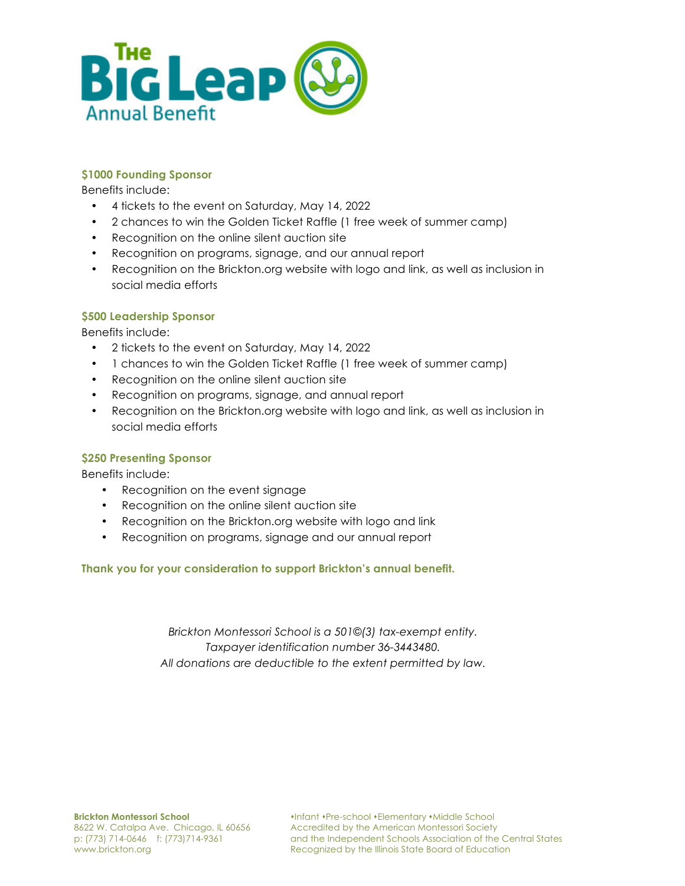# The Big Leap Annual Benefit

### $1000 Founding Sponsor

Benefits include:

- 4 tickets to the event on Saturday, May 14, 2022
- 2 chances to win the Golden Ticket Raffle (1 free week of summer camp)
- Recognition on the online silent auction site
- Recognition on programs, signage, and our annual report
- Recognition on the Brickton.org website with logo and link, as well as inclusion in social media efforts

### $500 Leadership Sponsor

Benefits include:

- 2 tickets to the event on Saturday, May 14, 2022
- 1 chances to win the Golden Ticket Raffle (1 free week of summer camp)
- Recognition on the online silent auction site
- Recognition on programs, signage, and annual report
- Recognition on the Brickton.org website with logo and link, as well as inclusion in social media efforts

### $250 Presenting Sponsor

Benefits include:

- Recognition on the event signage
- Recognition on the online silent auction site
- Recognition on the Brickton.org website with logo and link
- Recognition on programs, signage and our annual report

**Thank you for your consideration to support Brickton's annual benefit.**

*Brickton Montessori School is a 501©(3) tax-exempt entity.*
*Taxpayer identification number 36-3443480.*
*All donations are deductible to the extent permitted by law.*

**Brickton Montessori School**
8622 W. Catalpa Ave. Chicago, IL 60656
p: (773) 714-0646 f: (773)714-9361
www.brickton.org

•Infant •Pre-school •Elementary •Middle School
Accredited by the American Montessori Society
and the Independent Schools Association of the Central States
Recognized by the Illinois State Board of Education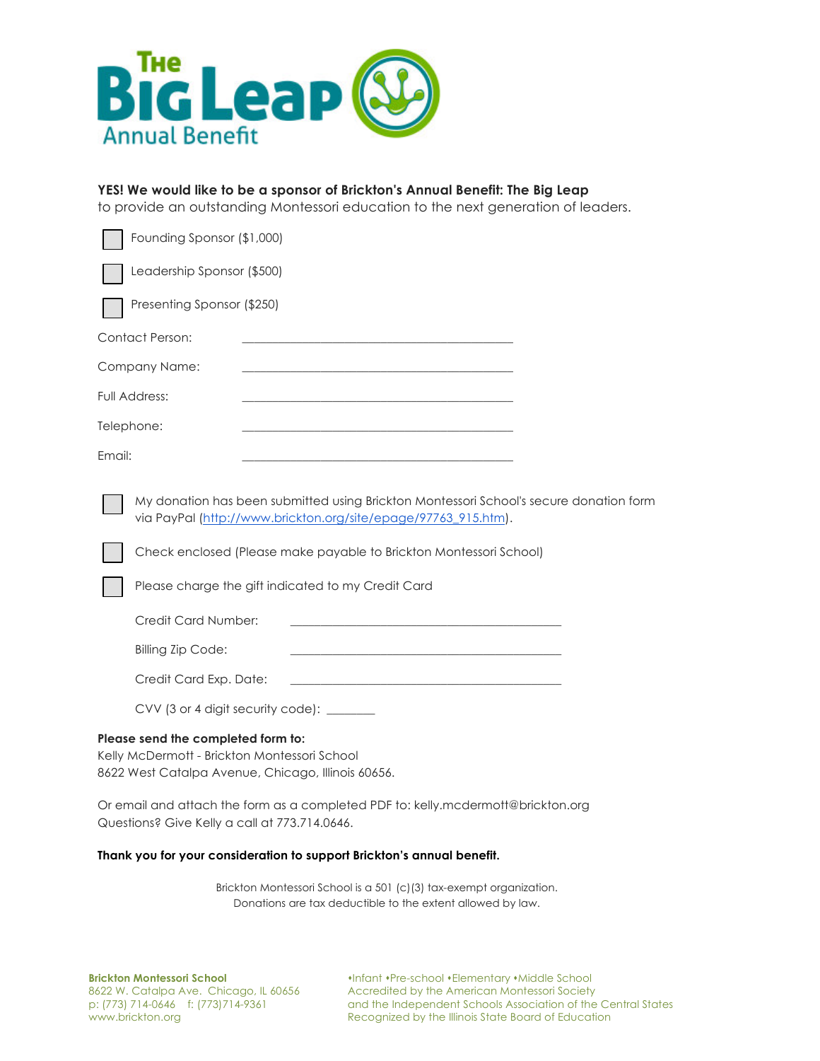# The Big Leap Annual Benefit

**YES! We would like to be a sponsor of Brickton's Annual Benefit: The Big Leap**
to provide an outstanding Montessori education to the next generation of leaders.

- [ ] Founding Sponsor ($1,000)
- [ ] Leadership Sponsor ($500)
- [ ] Presenting Sponsor ($250)

Contact Person: ____________________________________________

Company Name: ____________________________________________

Full Address: ____________________________________________

Telephone: ____________________________________________

Email: ____________________________________________

- [ ] My donation has been submitted using Brickton Montessori School's secure donation form via PayPal (http://www.brickton.org/site/epage/97763_915.htm).
- [ ] Check enclosed (Please make payable to Brickton Montessori School)
- [ ] Please charge the gift indicated to my Credit Card

Credit Card Number: ____________________________________________

Billing Zip Code: ____________________________________________

Credit Card Exp. Date: ____________________________________________

CVV (3 or 4 digit security code): ________

**Please send the completed form to:**
Kelly McDermott - Brickton Montessori School
8622 West Catalpa Avenue, Chicago, Illinois 60656.

Or email and attach the form as a completed PDF to: kelly.mcdermott@brickton.org
Questions? Give Kelly a call at 773.714.0646.

**Thank you for your consideration to support Brickton's annual benefit.**

Brickton Montessori School is a 501 (c)(3) tax-exempt organization.
Donations are tax deductible to the extent allowed by law.

**Brickton Montessori School**
8622 W. Catalpa Ave. Chicago, IL 60656
p: (773) 714-0646 f: (773)714-9361
www.brickton.org

•Infant •Pre-school •Elementary •Middle School
Accredited by the American Montessori Society
and the Independent Schools Association of the Central States
Recognized by the Illinois State Board of Education